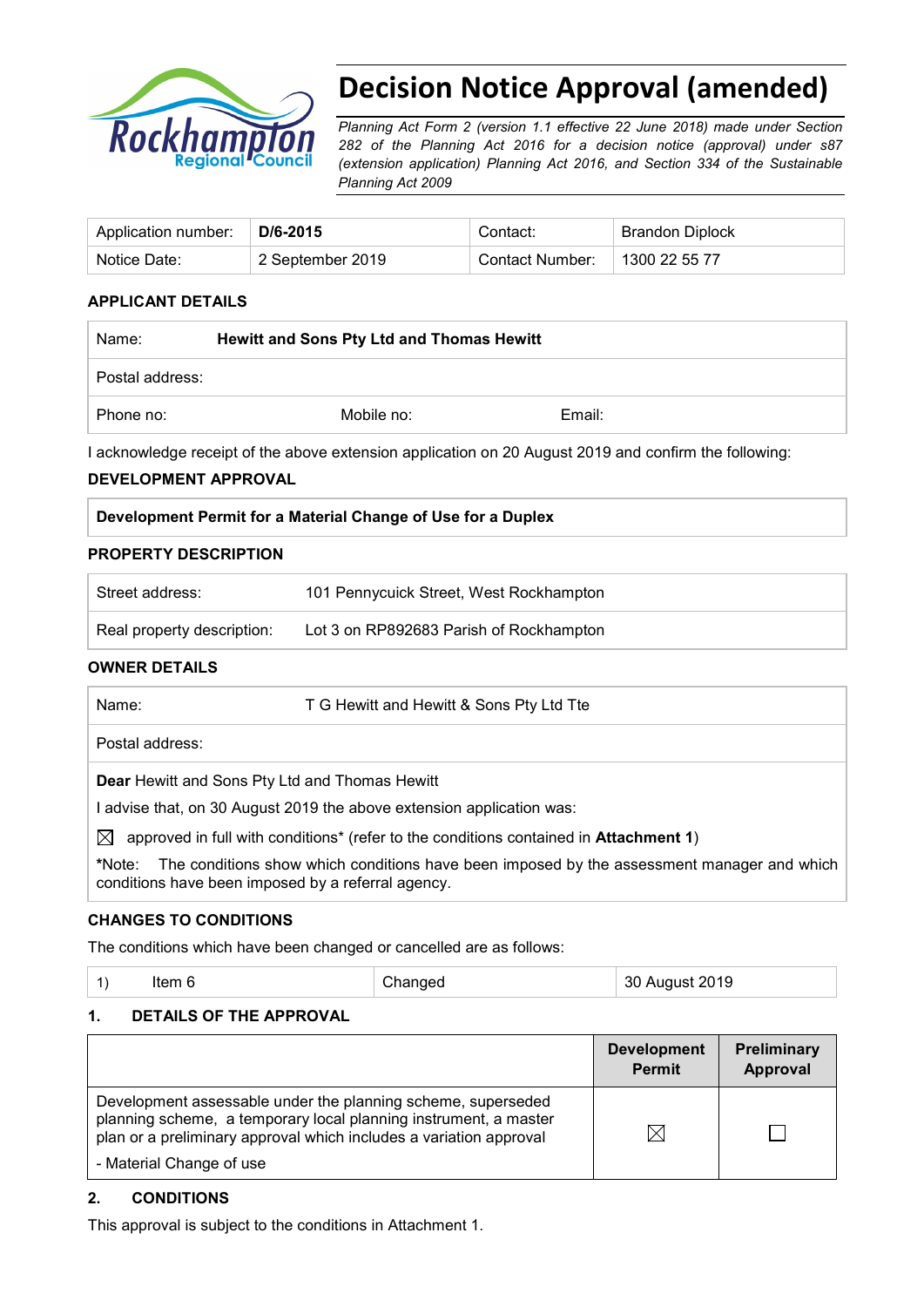# Decision Notice Approval (amended)

*Planning Act Form 2 (version 1.1 effective 22 June 2018) made under Section 282 of the Planning Act 2016 for a decision notice (approval) under s87 (extension application) Planning Act 2016, and Section 334 of the Sustainable Planning Act 2009*

| Application number: | **D/6-2015** | Contact: | Brandon Diplock |
|---|---|---|---|
| Notice Date: | 2 September 2019 | Contact Number: | 1300 22 55 77 |

### APPLICANT DETAILS

| Name: | **Hewitt and Sons Pty Ltd and Thomas Hewitt** | |
|---|---|---|
| Postal address: | | |
| Phone no: | Mobile no: | Email: |

I acknowledge receipt of the above extension application on 20 August 2019 and confirm the following:

### DEVELOPMENT APPROVAL

| **Development Permit for a Material Change of Use for a Duplex** |
|---|

### PROPERTY DESCRIPTION

| Street address: | 101 Pennycuick Street, West Rockhampton |
|---|---|
| Real property description: | Lot 3 on RP892683 Parish of Rockhampton |

### OWNER DETAILS

| Name: | T G Hewitt and Hewitt & Sons Pty Ltd Tte |
|---|---|
| Postal address: | |

**Dear** Hewitt and Sons Pty Ltd and Thomas Hewitt

I advise that, on 30 August 2019 the above extension application was:

☒ approved in full with conditions* (refer to the conditions contained in **Attachment 1**)

***Note:** The conditions show which conditions have been imposed by the assessment manager and which conditions have been imposed by a referral agency.

### CHANGES TO CONDITIONS

The conditions which have been changed or cancelled are as follows:

| 1) Item 6 | Changed | 30 August 2019 |
|---|---|---|

### 1. DETAILS OF THE APPROVAL

| | **Development Permit** | **Preliminary Approval** |
|---|---|---|
| Development assessable under the planning scheme, superseded planning scheme, a temporary local planning instrument, a master plan or a preliminary approval which includes a variation approval<br>- Material Change of use | ☒ | ☐ |

### 2. CONDITIONS

This approval is subject to the conditions in Attachment 1.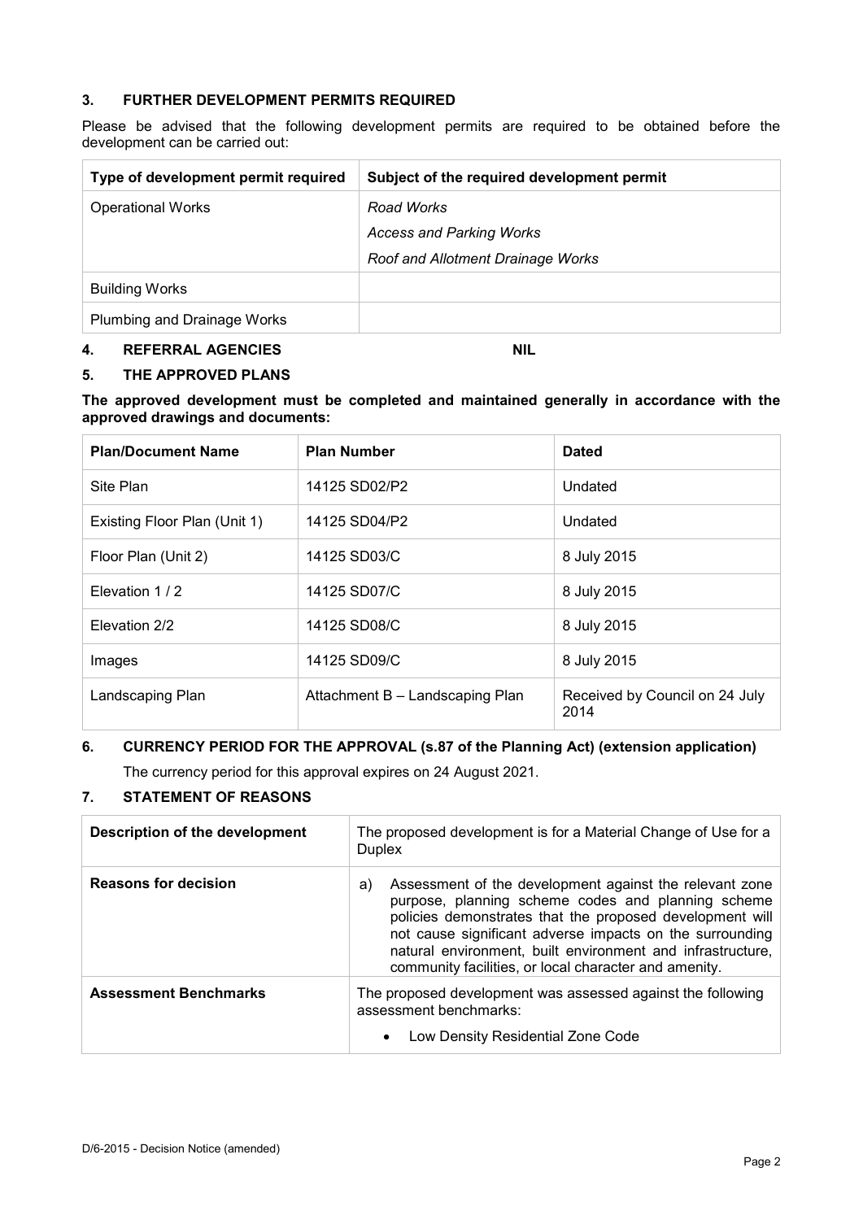## 3. FURTHER DEVELOPMENT PERMITS REQUIRED

Please be advised that the following development permits are required to be obtained before the development can be carried out:

| Type of development permit required | Subject of the required development permit |
|---|---|
| Operational Works | *Road Works*<br>*Access and Parking Works*<br>*Roof and Allotment Drainage Works* |
| Building Works | |
| Plumbing and Drainage Works | |

## 4. REFERRAL AGENCIES NIL

## 5. THE APPROVED PLANS

**The approved development must be completed and maintained generally in accordance with the approved drawings and documents:**

| Plan/Document Name | Plan Number | Dated |
|---|---|---|
| Site Plan | 14125 SD02/P2 | Undated |
| Existing Floor Plan (Unit 1) | 14125 SD04/P2 | Undated |
| Floor Plan (Unit 2) | 14125 SD03/C | 8 July 2015 |
| Elevation 1 / 2 | 14125 SD07/C | 8 July 2015 |
| Elevation 2/2 | 14125 SD08/C | 8 July 2015 |
| Images | 14125 SD09/C | 8 July 2015 |
| Landscaping Plan | Attachment B – Landscaping Plan | Received by Council on 24 July 2014 |

## 6. CURRENCY PERIOD FOR THE APPROVAL (s.87 of the Planning Act) (extension application)

The currency period for this approval expires on 24 August 2021.

## 7. STATEMENT OF REASONS

| Description of the development | The proposed development is for a Material Change of Use for a Duplex |
|---|---|
| **Reasons for decision** | a) Assessment of the development against the relevant zone purpose, planning scheme codes and planning scheme policies demonstrates that the proposed development will not cause significant adverse impacts on the surrounding natural environment, built environment and infrastructure, community facilities, or local character and amenity. |
| **Assessment Benchmarks** | The proposed development was assessed against the following assessment benchmarks:<br>• Low Density Residential Zone Code |

D/6-2015 - Decision Notice (amended)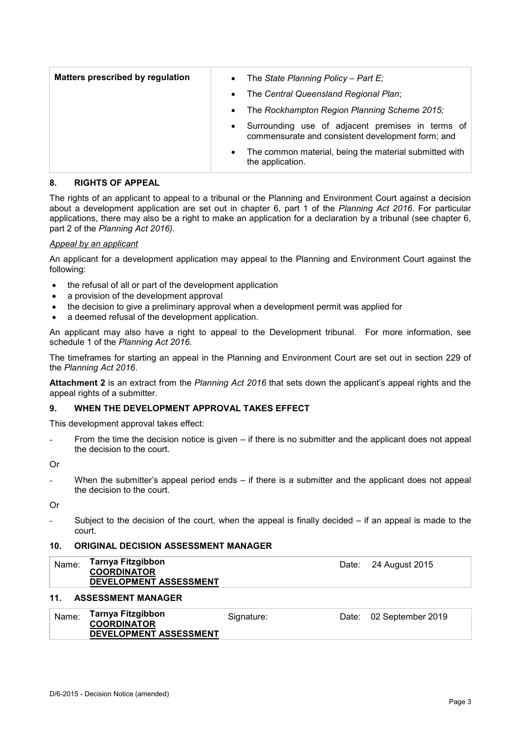| Matters prescribed by regulation | • The *State Planning Policy – Part E;*<br>• The *Central Queensland Regional Plan*;<br>• The *Rockhampton Region Planning Scheme 2015;*<br>• Surrounding use of adjacent premises in terms of commensurate and consistent development form; and<br>• The common material, being the material submitted with the application. |
|---|---|

## 8. RIGHTS OF APPEAL

The rights of an applicant to appeal to a tribunal or the Planning and Environment Court against a decision about a development application are set out in chapter 6, part 1 of the *Planning Act 2016*. For particular applications, there may also be a right to make an application for a declaration by a tribunal (see chapter 6, part 2 of the *Planning Act 2016).*

*Appeal by an applicant*

An applicant for a development application may appeal to the Planning and Environment Court against the following:

- the refusal of all or part of the development application
- a provision of the development approval
- the decision to give a preliminary approval when a development permit was applied for
- a deemed refusal of the development application.

An applicant may also have a right to appeal to the Development tribunal. For more information, see schedule 1 of the *Planning Act 2016*.

The timeframes for starting an appeal in the Planning and Environment Court are set out in section 229 of the *Planning Act 2016*.

**Attachment 2** is an extract from the *Planning Act 2016* that sets down the applicant's appeal rights and the appeal rights of a submitter.

## 9. WHEN THE DEVELOPMENT APPROVAL TAKES EFFECT

This development approval takes effect:

- From the time the decision notice is given – if there is no submitter and the applicant does not appeal the decision to the court.

Or

- When the submitter's appeal period ends – if there is a submitter and the applicant does not appeal the decision to the court.

Or

- Subject to the decision of the court, when the appeal is finally decided – if an appeal is made to the court.

## 10. ORIGINAL DECISION ASSESSMENT MANAGER

| Name: | **Tarnya Fitzgibbon**<br>**COORDINATOR**<br>**DEVELOPMENT ASSESSMENT** | Date: | 24 August 2015 |
|---|---|---|---|

## 11. ASSESSMENT MANAGER

| Name: | **Tarnya Fitzgibbon**<br>**COORDINATOR**<br>**DEVELOPMENT ASSESSMENT** | Signature: | Date: | 02 September 2019 |
|---|---|---|---|---|

D/6-2015 - Decision Notice (amended)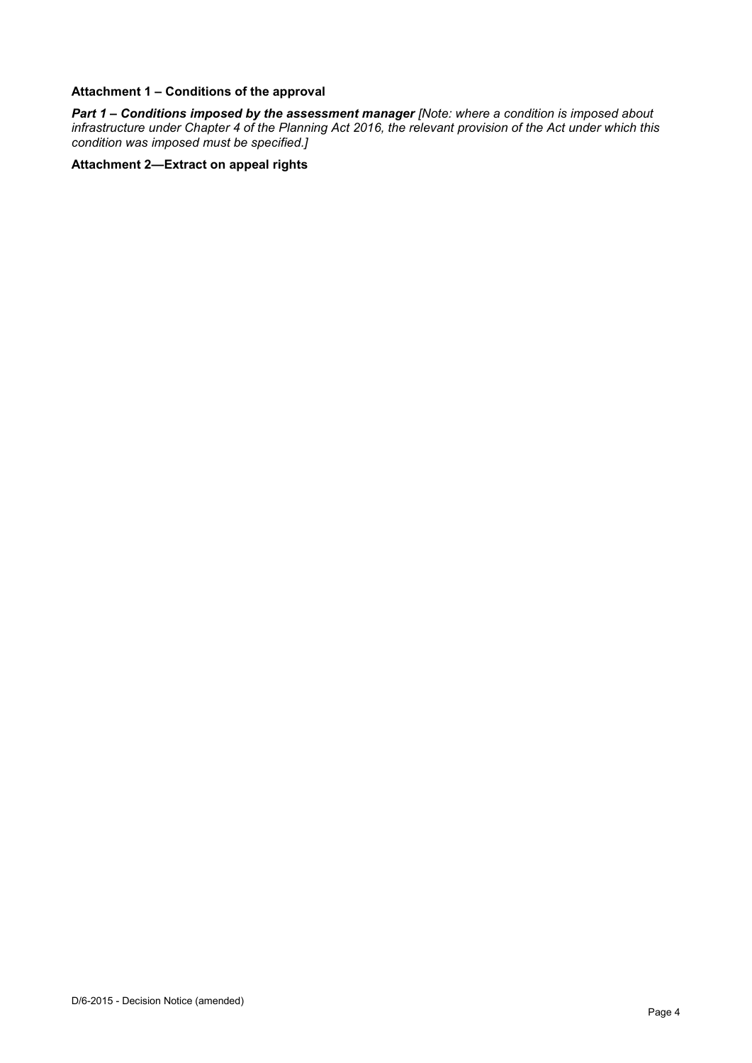**Attachment 1 – Conditions of the approval**

***Part 1 – Conditions imposed by the assessment manager*** *[Note: where a condition is imposed about infrastructure under Chapter 4 of the Planning Act 2016, the relevant provision of the Act under which this condition was imposed must be specified.]*

**Attachment 2—Extract on appeal rights**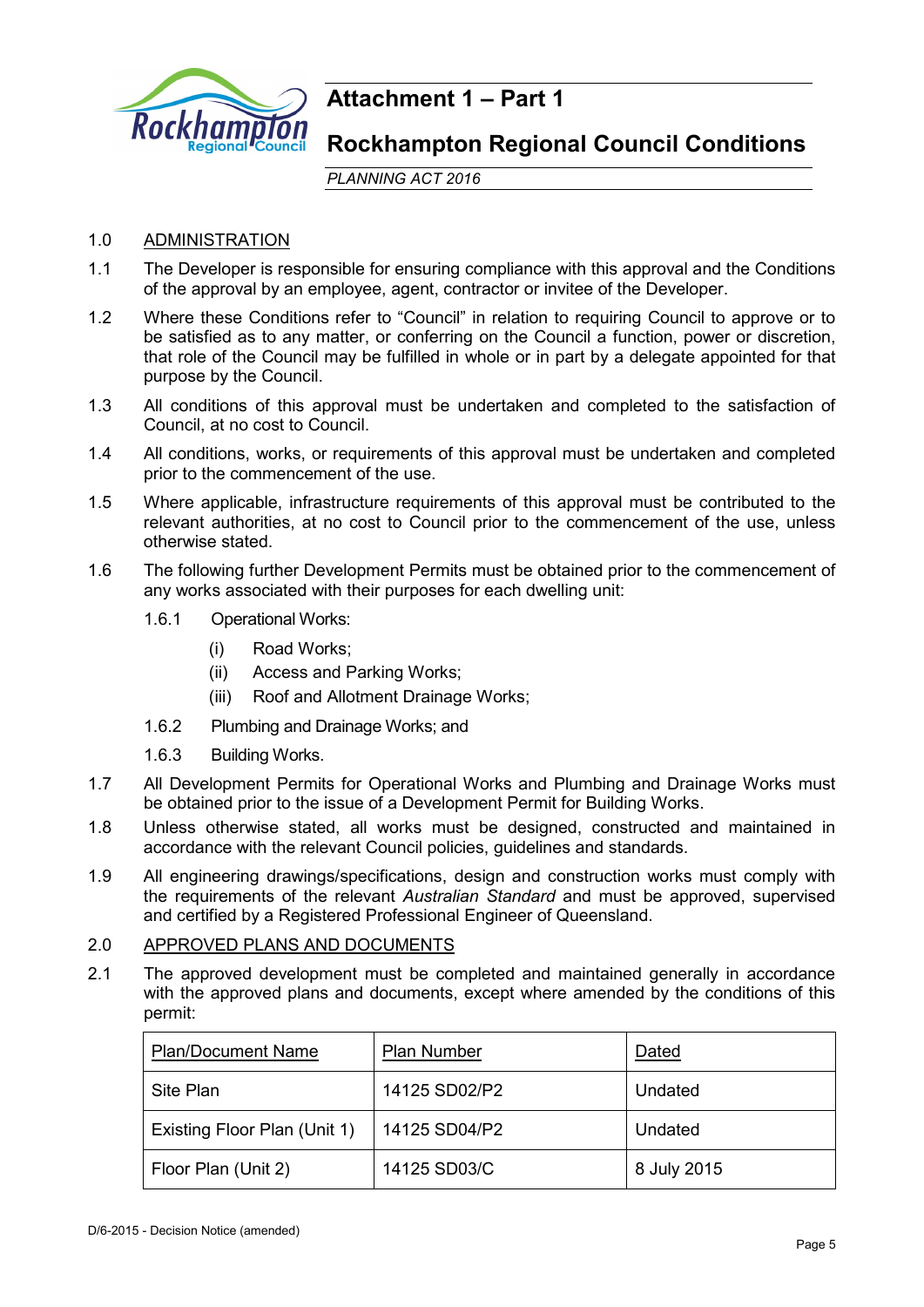# Attachment 1 – Part 1

# Rockhampton Regional Council Conditions

*PLANNING ACT 2016*

1.0 ADMINISTRATION

1.1 The Developer is responsible for ensuring compliance with this approval and the Conditions of the approval by an employee, agent, contractor or invitee of the Developer.

1.2 Where these Conditions refer to "Council" in relation to requiring Council to approve or to be satisfied as to any matter, or conferring on the Council a function, power or discretion, that role of the Council may be fulfilled in whole or in part by a delegate appointed for that purpose by the Council.

1.3 All conditions of this approval must be undertaken and completed to the satisfaction of Council, at no cost to Council.

1.4 All conditions, works, or requirements of this approval must be undertaken and completed prior to the commencement of the use.

1.5 Where applicable, infrastructure requirements of this approval must be contributed to the relevant authorities, at no cost to Council prior to the commencement of the use, unless otherwise stated.

1.6 The following further Development Permits must be obtained prior to the commencement of any works associated with their purposes for each dwelling unit:

1.6.1 Operational Works:

(i) Road Works;

(ii) Access and Parking Works;

(iii) Roof and Allotment Drainage Works;

1.6.2 Plumbing and Drainage Works; and

1.6.3 Building Works.

1.7 All Development Permits for Operational Works and Plumbing and Drainage Works must be obtained prior to the issue of a Development Permit for Building Works.

1.8 Unless otherwise stated, all works must be designed, constructed and maintained in accordance with the relevant Council policies, guidelines and standards.

1.9 All engineering drawings/specifications, design and construction works must comply with the requirements of the relevant *Australian Standard* and must be approved, supervised and certified by a Registered Professional Engineer of Queensland.

2.0 APPROVED PLANS AND DOCUMENTS

2.1 The approved development must be completed and maintained generally in accordance with the approved plans and documents, except where amended by the conditions of this permit:

| Plan/Document Name | Plan Number | Dated |
|---|---|---|
| Site Plan | 14125 SD02/P2 | Undated |
| Existing Floor Plan (Unit 1) | 14125 SD04/P2 | Undated |
| Floor Plan (Unit 2) | 14125 SD03/C | 8 July 2015 |

D/6-2015 - Decision Notice (amended)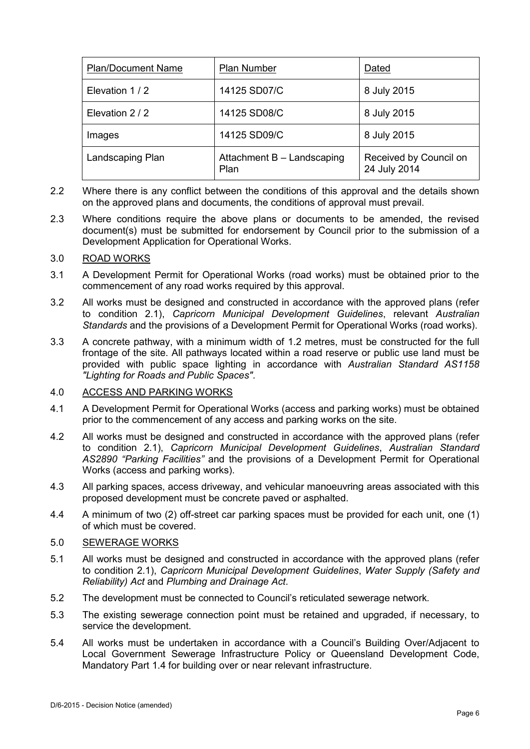| Plan/Document Name | Plan Number | Dated |
|---|---|---|
| Elevation 1 / 2 | 14125 SD07/C | 8 July 2015 |
| Elevation 2 / 2 | 14125 SD08/C | 8 July 2015 |
| Images | 14125 SD09/C | 8 July 2015 |
| Landscaping Plan | Attachment B – Landscaping Plan | Received by Council on 24 July 2014 |

2.2 Where there is any conflict between the conditions of this approval and the details shown on the approved plans and documents, the conditions of approval must prevail.

2.3 Where conditions require the above plans or documents to be amended, the revised document(s) must be submitted for endorsement by Council prior to the submission of a Development Application for Operational Works.

3.0 ROAD WORKS

3.1 A Development Permit for Operational Works (road works) must be obtained prior to the commencement of any road works required by this approval.

3.2 All works must be designed and constructed in accordance with the approved plans (refer to condition 2.1), *Capricorn Municipal Development Guidelines*, relevant *Australian Standards* and the provisions of a Development Permit for Operational Works (road works).

3.3 A concrete pathway, with a minimum width of 1.2 metres, must be constructed for the full frontage of the site. All pathways located within a road reserve or public use land must be provided with public space lighting in accordance with *Australian Standard AS1158 "Lighting for Roads and Public Spaces"*.

4.0 ACCESS AND PARKING WORKS

4.1 A Development Permit for Operational Works (access and parking works) must be obtained prior to the commencement of any access and parking works on the site.

4.2 All works must be designed and constructed in accordance with the approved plans (refer to condition 2.1), *Capricorn Municipal Development Guidelines*, *Australian Standard AS2890 "Parking Facilities"* and the provisions of a Development Permit for Operational Works (access and parking works).

4.3 All parking spaces, access driveway, and vehicular manoeuvring areas associated with this proposed development must be concrete paved or asphalted.

4.4 A minimum of two (2) off-street car parking spaces must be provided for each unit, one (1) of which must be covered.

5.0 SEWERAGE WORKS

5.1 All works must be designed and constructed in accordance with the approved plans (refer to condition 2.1), *Capricorn Municipal Development Guidelines*, *Water Supply (Safety and Reliability) Act* and *Plumbing and Drainage Act*.

5.2 The development must be connected to Council's reticulated sewerage network.

5.3 The existing sewerage connection point must be retained and upgraded, if necessary, to service the development.

5.4 All works must be undertaken in accordance with a Council's Building Over/Adjacent to Local Government Sewerage Infrastructure Policy or Queensland Development Code, Mandatory Part 1.4 for building over or near relevant infrastructure.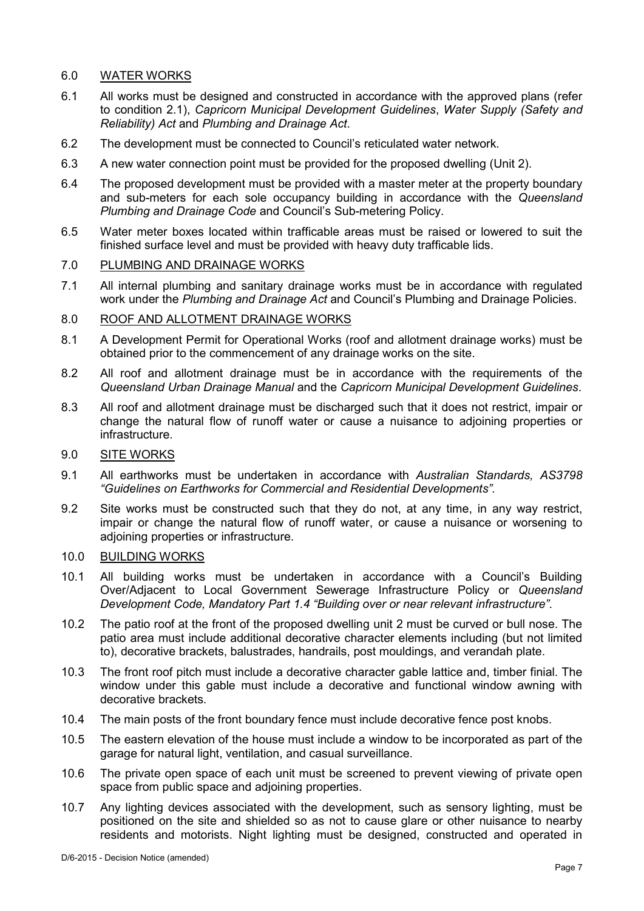## 6.0 WATER WORKS

6.1 All works must be designed and constructed in accordance with the approved plans (refer to condition 2.1), *Capricorn Municipal Development Guidelines*, *Water Supply (Safety and Reliability) Act* and *Plumbing and Drainage Act*.

6.2 The development must be connected to Council's reticulated water network.

6.3 A new water connection point must be provided for the proposed dwelling (Unit 2).

6.4 The proposed development must be provided with a master meter at the property boundary and sub-meters for each sole occupancy building in accordance with the *Queensland Plumbing and Drainage Code* and Council's Sub-metering Policy.

6.5 Water meter boxes located within trafficable areas must be raised or lowered to suit the finished surface level and must be provided with heavy duty trafficable lids.

## 7.0 PLUMBING AND DRAINAGE WORKS

7.1 All internal plumbing and sanitary drainage works must be in accordance with regulated work under the *Plumbing and Drainage Act* and Council's Plumbing and Drainage Policies.

## 8.0 ROOF AND ALLOTMENT DRAINAGE WORKS

8.1 A Development Permit for Operational Works (roof and allotment drainage works) must be obtained prior to the commencement of any drainage works on the site.

8.2 All roof and allotment drainage must be in accordance with the requirements of the *Queensland Urban Drainage Manual* and the *Capricorn Municipal Development Guidelines*.

8.3 All roof and allotment drainage must be discharged such that it does not restrict, impair or change the natural flow of runoff water or cause a nuisance to adjoining properties or infrastructure.

## 9.0 SITE WORKS

9.1 All earthworks must be undertaken in accordance with *Australian Standards, AS3798 "Guidelines on Earthworks for Commercial and Residential Developments"*.

9.2 Site works must be constructed such that they do not, at any time, in any way restrict, impair or change the natural flow of runoff water, or cause a nuisance or worsening to adjoining properties or infrastructure.

## 10.0 BUILDING WORKS

10.1 All building works must be undertaken in accordance with a Council's Building Over/Adjacent to Local Government Sewerage Infrastructure Policy or *Queensland Development Code, Mandatory Part 1.4 "Building over or near relevant infrastructure"*.

10.2 The patio roof at the front of the proposed dwelling unit 2 must be curved or bull nose. The patio area must include additional decorative character elements including (but not limited to), decorative brackets, balustrades, handrails, post mouldings, and verandah plate.

10.3 The front roof pitch must include a decorative character gable lattice and, timber finial. The window under this gable must include a decorative and functional window awning with decorative brackets.

10.4 The main posts of the front boundary fence must include decorative fence post knobs.

10.5 The eastern elevation of the house must include a window to be incorporated as part of the garage for natural light, ventilation, and casual surveillance.

10.6 The private open space of each unit must be screened to prevent viewing of private open space from public space and adjoining properties.

10.7 Any lighting devices associated with the development, such as sensory lighting, must be positioned on the site and shielded so as not to cause glare or other nuisance to nearby residents and motorists. Night lighting must be designed, constructed and operated in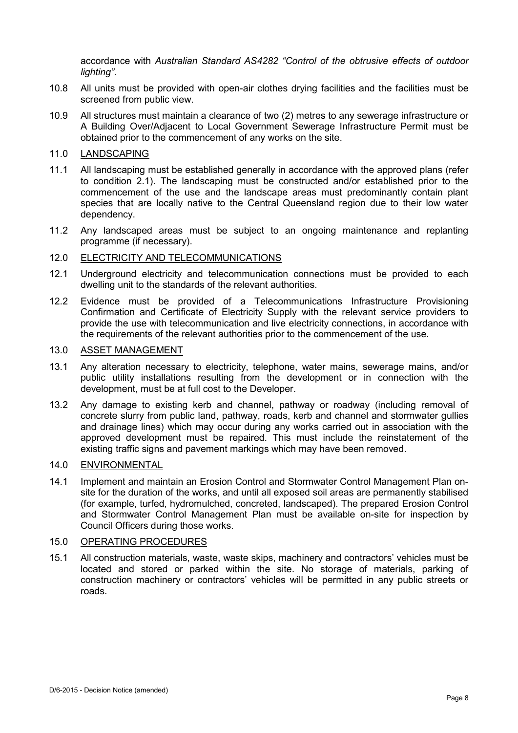accordance with *Australian Standard AS4282 "Control of the obtrusive effects of outdoor lighting"*.

10.8 All units must be provided with open-air clothes drying facilities and the facilities must be screened from public view.

10.9 All structures must maintain a clearance of two (2) metres to any sewerage infrastructure or A Building Over/Adjacent to Local Government Sewerage Infrastructure Permit must be obtained prior to the commencement of any works on the site.

## 11.0 LANDSCAPING

11.1 All landscaping must be established generally in accordance with the approved plans (refer to condition 2.1). The landscaping must be constructed and/or established prior to the commencement of the use and the landscape areas must predominantly contain plant species that are locally native to the Central Queensland region due to their low water dependency.

11.2 Any landscaped areas must be subject to an ongoing maintenance and replanting programme (if necessary).

## 12.0 ELECTRICITY AND TELECOMMUNICATIONS

12.1 Underground electricity and telecommunication connections must be provided to each dwelling unit to the standards of the relevant authorities.

12.2 Evidence must be provided of a Telecommunications Infrastructure Provisioning Confirmation and Certificate of Electricity Supply with the relevant service providers to provide the use with telecommunication and live electricity connections, in accordance with the requirements of the relevant authorities prior to the commencement of the use.

## 13.0 ASSET MANAGEMENT

13.1 Any alteration necessary to electricity, telephone, water mains, sewerage mains, and/or public utility installations resulting from the development or in connection with the development, must be at full cost to the Developer.

13.2 Any damage to existing kerb and channel, pathway or roadway (including removal of concrete slurry from public land, pathway, roads, kerb and channel and stormwater gullies and drainage lines) which may occur during any works carried out in association with the approved development must be repaired. This must include the reinstatement of the existing traffic signs and pavement markings which may have been removed.

## 14.0 ENVIRONMENTAL

14.1 Implement and maintain an Erosion Control and Stormwater Control Management Plan on-site for the duration of the works, and until all exposed soil areas are permanently stabilised (for example, turfed, hydromulched, concreted, landscaped). The prepared Erosion Control and Stormwater Control Management Plan must be available on-site for inspection by Council Officers during those works.

## 15.0 OPERATING PROCEDURES

15.1 All construction materials, waste, waste skips, machinery and contractors' vehicles must be located and stored or parked within the site. No storage of materials, parking of construction machinery or contractors' vehicles will be permitted in any public streets or roads.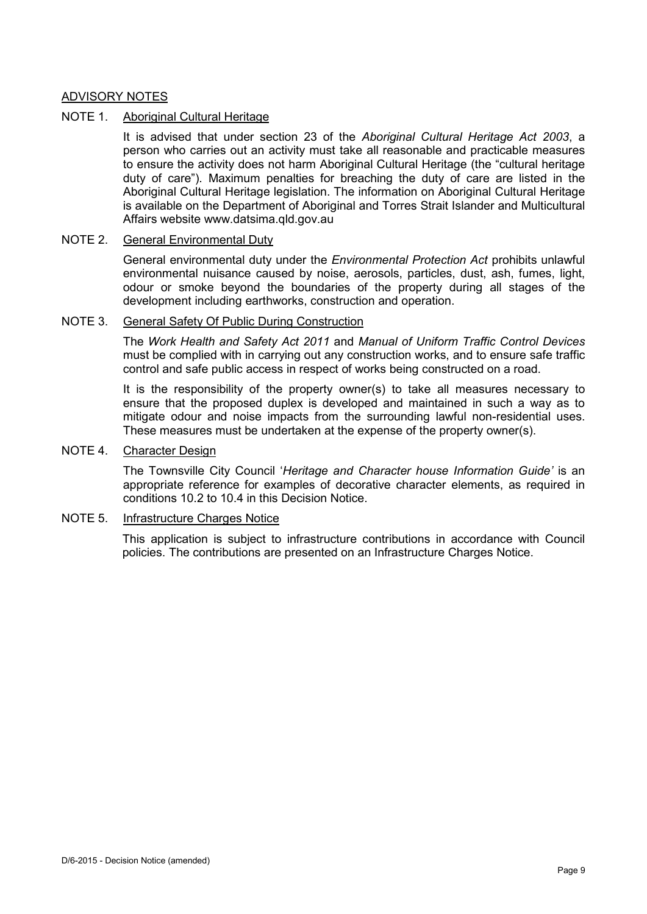## ADVISORY NOTES

NOTE 1. Aboriginal Cultural Heritage

It is advised that under section 23 of the *Aboriginal Cultural Heritage Act 2003*, a person who carries out an activity must take all reasonable and practicable measures to ensure the activity does not harm Aboriginal Cultural Heritage (the "cultural heritage duty of care"). Maximum penalties for breaching the duty of care are listed in the Aboriginal Cultural Heritage legislation. The information on Aboriginal Cultural Heritage is available on the Department of Aboriginal and Torres Strait Islander and Multicultural Affairs website www.datsima.qld.gov.au

NOTE 2. General Environmental Duty

General environmental duty under the *Environmental Protection Act* prohibits unlawful environmental nuisance caused by noise, aerosols, particles, dust, ash, fumes, light, odour or smoke beyond the boundaries of the property during all stages of the development including earthworks, construction and operation.

NOTE 3. General Safety Of Public During Construction

The *Work Health and Safety Act 2011* and *Manual of Uniform Traffic Control Devices* must be complied with in carrying out any construction works, and to ensure safe traffic control and safe public access in respect of works being constructed on a road.

It is the responsibility of the property owner(s) to take all measures necessary to ensure that the proposed duplex is developed and maintained in such a way as to mitigate odour and noise impacts from the surrounding lawful non-residential uses. These measures must be undertaken at the expense of the property owner(s).

NOTE 4. Character Design

The Townsville City Council '*Heritage and Character house Information Guide'* is an appropriate reference for examples of decorative character elements, as required in conditions 10.2 to 10.4 in this Decision Notice.

NOTE 5. Infrastructure Charges Notice

This application is subject to infrastructure contributions in accordance with Council policies. The contributions are presented on an Infrastructure Charges Notice.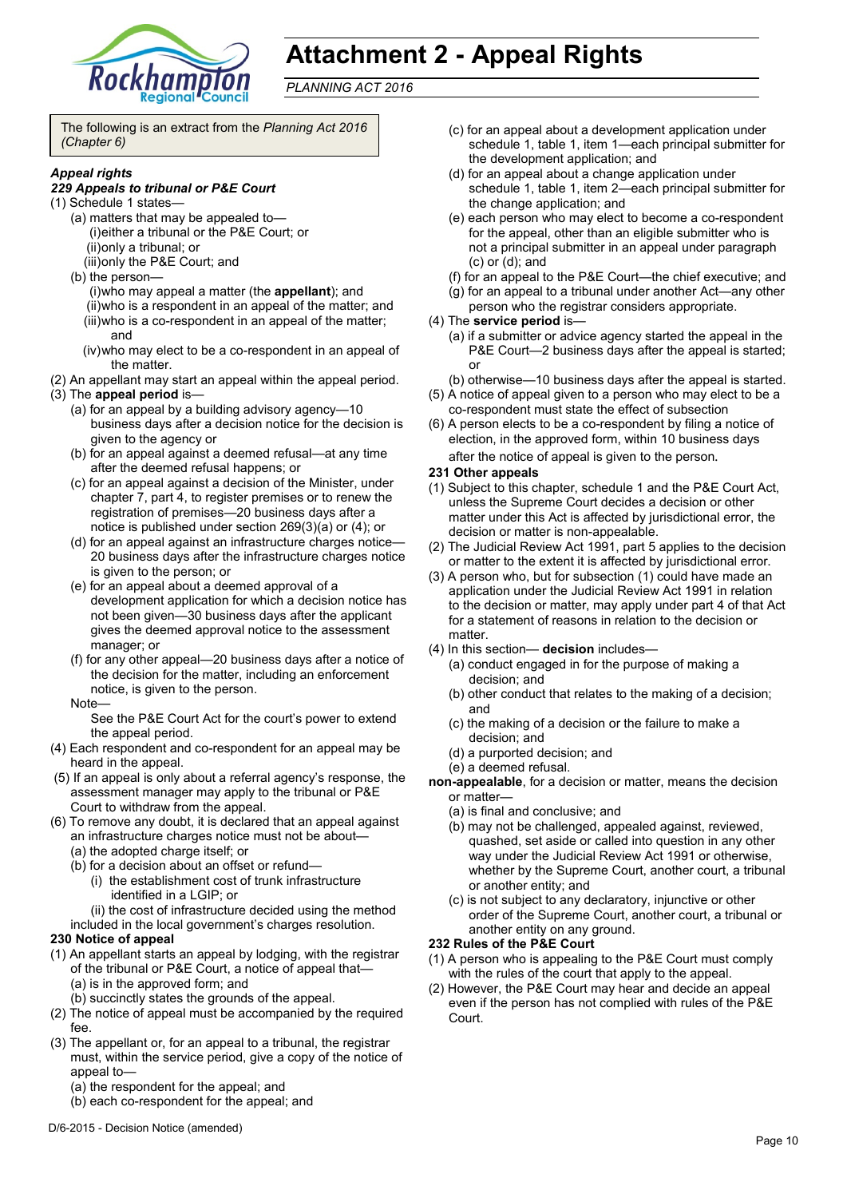# Attachment 2 - Appeal Rights

*PLANNING ACT 2016*

The following is an extract from the *Planning Act 2016 (Chapter 6)*

***Appeal rights***

***229 Appeals to tribunal or P&E Court***

(1) Schedule 1 states—

- (a) matters that may be appealed to—
  - (i) either a tribunal or the P&E Court; or
  - (ii) only a tribunal; or
  - (iii) only the P&E Court; and
- (b) the person—
  - (i) who may appeal a matter (the **appellant**); and
  - (ii) who is a respondent in an appeal of the matter; and
  - (iii) who is a co-respondent in an appeal of the matter; and
  - (iv) who may elect to be a co-respondent in an appeal of the matter.

(2) An appellant may start an appeal within the appeal period.

(3) The **appeal period** is—

- (a) for an appeal by a building advisory agency—10 business days after a decision notice for the decision is given to the agency or
- (b) for an appeal against a deemed refusal—at any time after the deemed refusal happens; or
- (c) for an appeal against a decision of the Minister, under chapter 7, part 4, to register premises or to renew the registration of premises—20 business days after a notice is published under section 269(3)(a) or (4); or
- (d) for an appeal against an infrastructure charges notice—20 business days after the infrastructure charges notice is given to the person; or
- (e) for an appeal about a deemed approval of a development application for which a decision notice has not been given—30 business days after the applicant gives the deemed approval notice to the assessment manager; or
- (f) for any other appeal—20 business days after a notice of the decision for the matter, including an enforcement notice, is given to the person.

Note—

See the P&E Court Act for the court's power to extend the appeal period.

(4) Each respondent and co-respondent for an appeal may be heard in the appeal.

(5) If an appeal is only about a referral agency's response, the assessment manager may apply to the tribunal or P&E Court to withdraw from the appeal.

(6) To remove any doubt, it is declared that an appeal against an infrastructure charges notice must not be about—

- (a) the adopted charge itself; or
- (b) for a decision about an offset or refund—
  - (i) the establishment cost of trunk infrastructure identified in a LGIP; or
  - (ii) the cost of infrastructure decided using the method included in the local government's charges resolution.

**230 Notice of appeal**

(1) An appellant starts an appeal by lodging, with the registrar of the tribunal or P&E Court, a notice of appeal that—

- (a) is in the approved form; and
- (b) succinctly states the grounds of the appeal.

(2) The notice of appeal must be accompanied by the required fee.

(3) The appellant or, for an appeal to a tribunal, the registrar must, within the service period, give a copy of the notice of appeal to—

- (a) the respondent for the appeal; and
- (b) each co-respondent for the appeal; and
- (c) for an appeal about a development application under schedule 1, table 1, item 1—each principal submitter for the development application; and
- (d) for an appeal about a change application under schedule 1, table 1, item 2—each principal submitter for the change application; and
- (e) each person who may elect to become a co-respondent for the appeal, other than an eligible submitter who is not a principal submitter in an appeal under paragraph (c) or (d); and
- (f) for an appeal to the P&E Court—the chief executive; and
- (g) for an appeal to a tribunal under another Act—any other person who the registrar considers appropriate.

(4) The **service period** is—

- (a) if a submitter or advice agency started the appeal in the P&E Court—2 business days after the appeal is started; or
- (b) otherwise—10 business days after the appeal is started.

(5) A notice of appeal given to a person who may elect to be a co-respondent must state the effect of subsection

(6) A person elects to be a co-respondent by filing a notice of election, in the approved form, within 10 business days after the notice of appeal is given to the person.

**231 Other appeals**

(1) Subject to this chapter, schedule 1 and the P&E Court Act, unless the Supreme Court decides a decision or other matter under this Act is affected by jurisdictional error, the decision or matter is non-appealable.

(2) The Judicial Review Act 1991, part 5 applies to the decision or matter to the extent it is affected by jurisdictional error.

(3) A person who, but for subsection (1) could have made an application under the Judicial Review Act 1991 in relation to the decision or matter, may apply under part 4 of that Act for a statement of reasons in relation to the decision or matter.

(4) In this section— **decision** includes—

- (a) conduct engaged in for the purpose of making a decision; and
- (b) other conduct that relates to the making of a decision; and
- (c) the making of a decision or the failure to make a decision; and
- (d) a purported decision; and
- (e) a deemed refusal.

**non-appealable**, for a decision or matter, means the decision or matter—

- (a) is final and conclusive; and
- (b) may not be challenged, appealed against, reviewed, quashed, set aside or called into question in any other way under the Judicial Review Act 1991 or otherwise, whether by the Supreme Court, another court, a tribunal or another entity; and
- (c) is not subject to any declaratory, injunctive or other order of the Supreme Court, another court, a tribunal or another entity on any ground.

**232 Rules of the P&E Court**

(1) A person who is appealing to the P&E Court must comply with the rules of the court that apply to the appeal.

(2) However, the P&E Court may hear and decide an appeal even if the person has not complied with rules of the P&E Court.

D/6-2015 - Decision Notice (amended)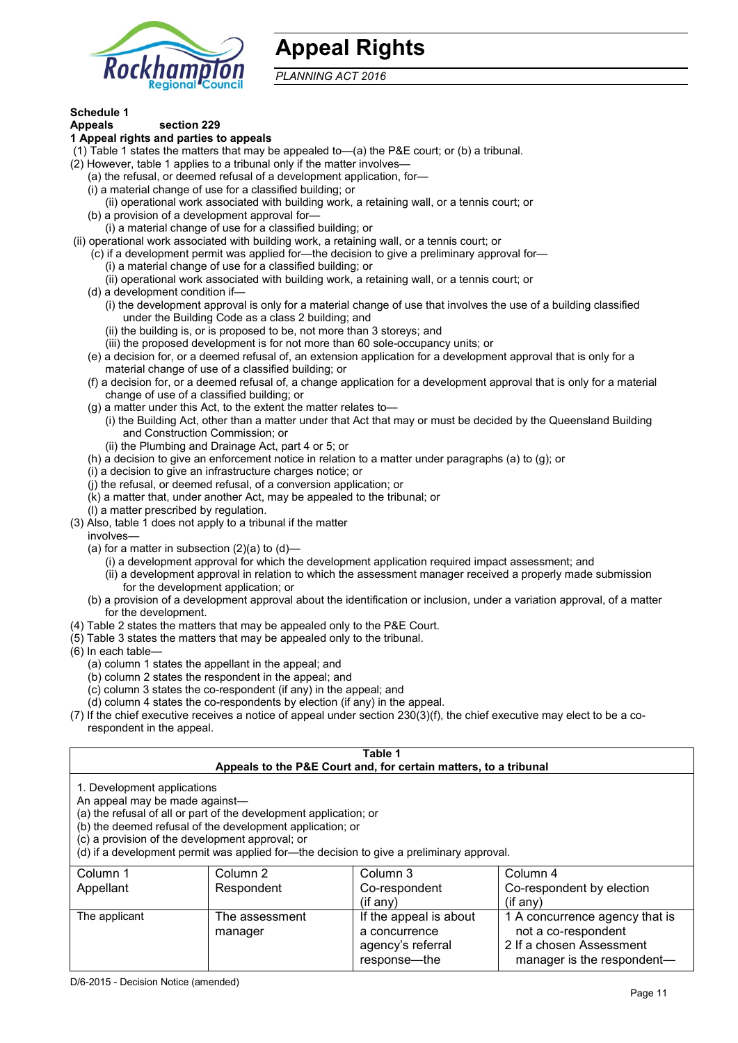# Appeal Rights

*PLANNING ACT 2016*

**Schedule 1**

**Appeals section 229**

**1 Appeal rights and parties to appeals**

(1) Table 1 states the matters that may be appealed to—(a) the P&E court; or (b) a tribunal.

(2) However, table 1 applies to a tribunal only if the matter involves—

(a) the refusal, or deemed refusal of a development application, for—

(i) a material change of use for a classified building; or

(ii) operational work associated with building work, a retaining wall, or a tennis court; or

(b) a provision of a development approval for—

(i) a material change of use for a classified building; or

(ii) operational work associated with building work, a retaining wall, or a tennis court; or

(c) if a development permit was applied for—the decision to give a preliminary approval for—

(i) a material change of use for a classified building; or

(ii) operational work associated with building work, a retaining wall, or a tennis court; or

(d) a development condition if—

(i) the development approval is only for a material change of use that involves the use of a building classified under the Building Code as a class 2 building; and

(ii) the building is, or is proposed to be, not more than 3 storeys; and

(iii) the proposed development is for not more than 60 sole-occupancy units; or

(e) a decision for, or a deemed refusal of, an extension application for a development approval that is only for a material change of use of a classified building; or

(f) a decision for, or a deemed refusal of, a change application for a development approval that is only for a material change of use of a classified building; or

(g) a matter under this Act, to the extent the matter relates to—

(i) the Building Act, other than a matter under that Act that may or must be decided by the Queensland Building and Construction Commission; or

(ii) the Plumbing and Drainage Act, part 4 or 5; or

(h) a decision to give an enforcement notice in relation to a matter under paragraphs (a) to (g); or

(i) a decision to give an infrastructure charges notice; or

(j) the refusal, or deemed refusal, of a conversion application; or

(k) a matter that, under another Act, may be appealed to the tribunal; or

(l) a matter prescribed by regulation.

(3) Also, table 1 does not apply to a tribunal if the matter involves—

(a) for a matter in subsection (2)(a) to (d)—

(i) a development approval for which the development application required impact assessment; and

(ii) a development approval in relation to which the assessment manager received a properly made submission for the development application; or

(b) a provision of a development approval about the identification or inclusion, under a variation approval, of a matter for the development.

(4) Table 2 states the matters that may be appealed only to the P&E Court.

(5) Table 3 states the matters that may be appealed only to the tribunal.

(6) In each table—

(a) column 1 states the appellant in the appeal; and

(b) column 2 states the respondent in the appeal; and

(c) column 3 states the co-respondent (if any) in the appeal; and

(d) column 4 states the co-respondents by election (if any) in the appeal.

(7) If the chief executive receives a notice of appeal under section 230(3)(f), the chief executive may elect to be a co-respondent in the appeal.

**Table 1**
**Appeals to the P&E Court and, for certain matters, to a tribunal**

1. Development applications

An appeal may be made against—

(a) the refusal of all or part of the development application; or

(b) the deemed refusal of the development application; or

(c) a provision of the development approval; or

(d) if a development permit was applied for—the decision to give a preliminary approval.

| Column 1<br>Appellant | Column 2<br>Respondent | Column 3<br>Co-respondent<br>(if any) | Column 4<br>Co-respondent by election<br>(if any) |
|---|---|---|---|
| The applicant | The assessment manager | If the appeal is about a concurrence agency's referral response—the | 1 A concurrence agency that is not a co-respondent<br>2 If a chosen Assessment manager is the respondent— |

D/6-2015 - Decision Notice (amended)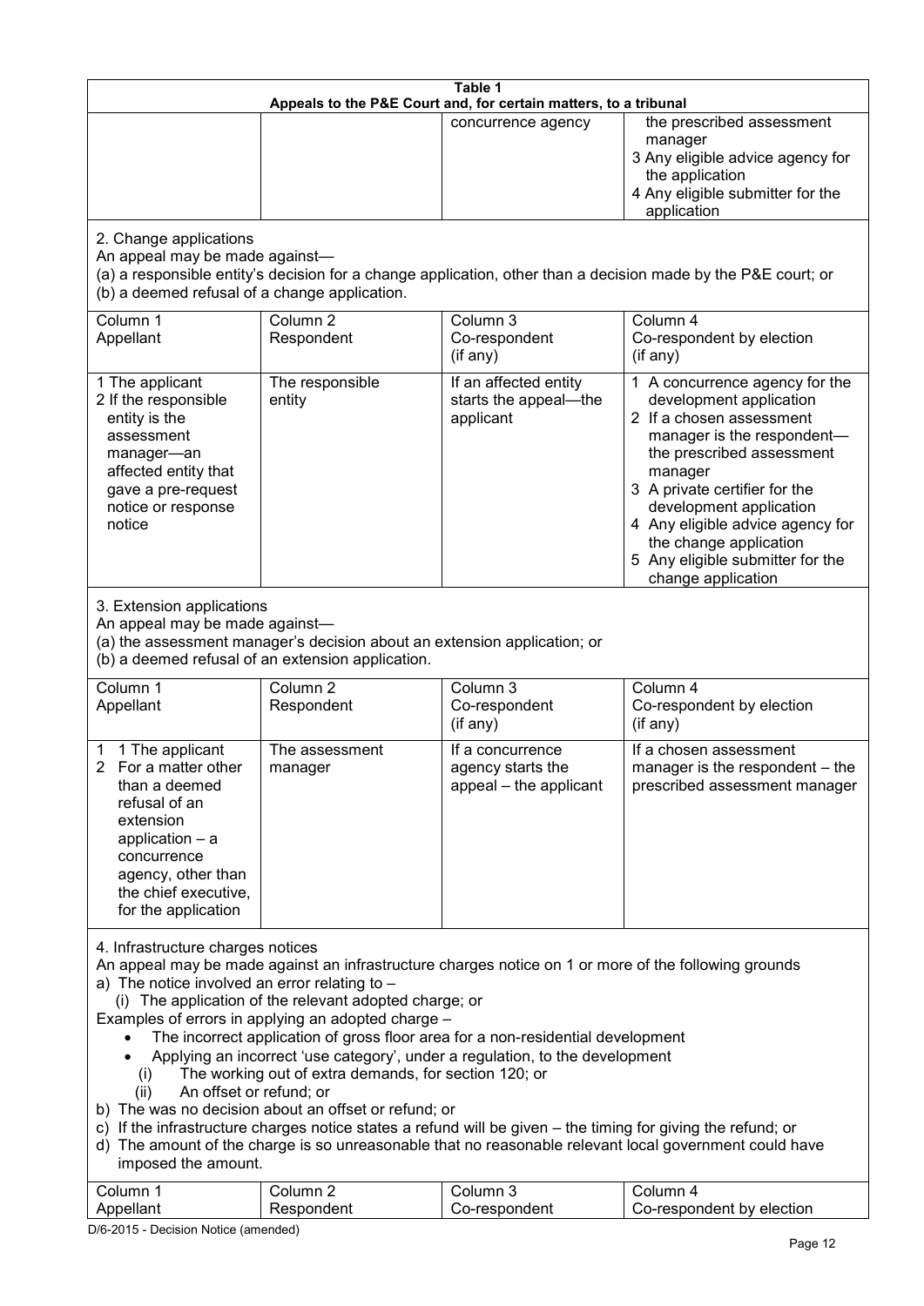| Table 1 | | | |
|---|---|---|---|
| **Appeals to the P&E Court and, for certain matters, to a tribunal** | | | |
| | | concurrence agency | the prescribed assessment manager<br>3 Any eligible advice agency for the application<br>4 Any eligible submitter for the application |
| 2. Change applications<br>An appeal may be made against—<br>(a) a responsible entity's decision for a change application, other than a decision made by the P&E court; or<br>(b) a deemed refusal of a change application. | | | |
| Column 1<br>Appellant | Column 2<br>Respondent | Column 3<br>Co-respondent<br>(if any) | Column 4<br>Co-respondent by election<br>(if any) |
| 1 The applicant<br>2 If the responsible entity is the assessment manager—an affected entity that gave a pre-request notice or response notice | The responsible entity | If an affected entity starts the appeal—the applicant | 1 A concurrence agency for the development application<br>2 If a chosen assessment manager is the respondent—the prescribed assessment manager<br>3 A private certifier for the development application<br>4 Any eligible advice agency for the change application<br>5 Any eligible submitter for the change application |
| 3. Extension applications<br>An appeal may be made against—<br>(a) the assessment manager's decision about an extension application; or<br>(b) a deemed refusal of an extension application. | | | |
| Column 1<br>Appellant | Column 2<br>Respondent | Column 3<br>Co-respondent<br>(if any) | Column 4<br>Co-respondent by election<br>(if any) |
| 1 1 The applicant<br>2 For a matter other than a deemed refusal of an extension application – a concurrence agency, other than the chief executive, for the application | The assessment manager | If a concurrence agency starts the appeal – the applicant | If a chosen assessment manager is the respondent – the prescribed assessment manager |
| 4. Infrastructure charges notices<br>An appeal may be made against an infrastructure charges notice on 1 or more of the following grounds<br>a) The notice involved an error relating to –<br>(i) The application of the relevant adopted charge; or<br>Examples of errors in applying an adopted charge –<br>• The incorrect application of gross floor area for a non-residential development<br>• Applying an incorrect 'use category', under a regulation, to the development<br>(i) The working out of extra demands, for section 120; or<br>(ii) An offset or refund; or<br>b) The was no decision about an offset or refund; or<br>c) If the infrastructure charges notice states a refund will be given – the timing for giving the refund; or<br>d) The amount of the charge is so unreasonable that no reasonable relevant local government could have imposed the amount. | | | |
| Column 1<br>Appellant | Column 2<br>Respondent | Column 3<br>Co-respondent | Column 4<br>Co-respondent by election |

D/6-2015 - Decision Notice (amended)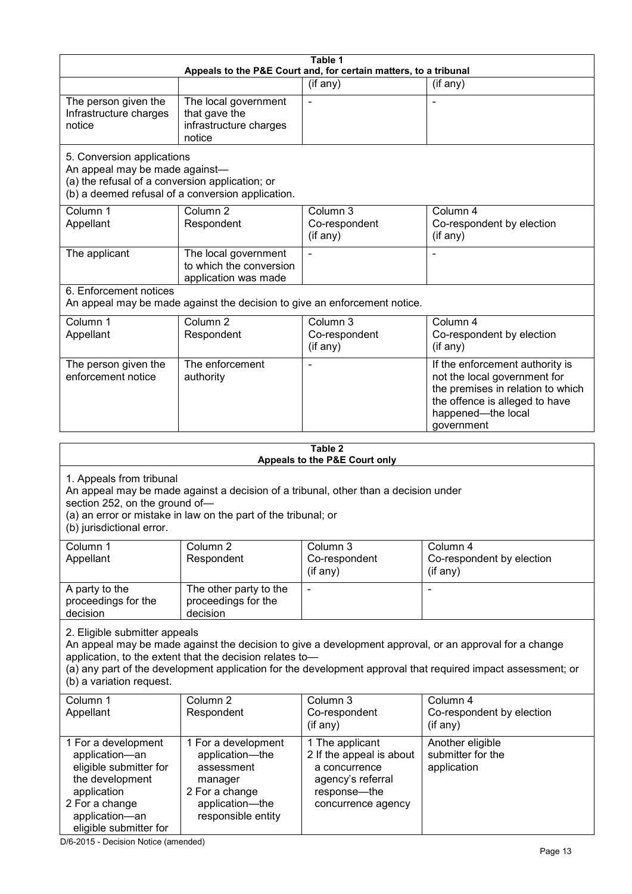**Table 1**
**Appeals to the P&E Court and, for certain matters, to a tribunal**

| | | (if any) | (if any) |
|---|---|---|---|
| The person given the Infrastructure charges notice | The local government that gave the infrastructure charges notice | - | - |

5. Conversion applications
An appeal may be made against—
(a) the refusal of a conversion application; or
(b) a deemed refusal of a conversion application.

| Column 1<br>Appellant | Column 2<br>Respondent | Column 3<br>Co-respondent<br>(if any) | Column 4<br>Co-respondent by election<br>(if any) |
|---|---|---|---|
| The applicant | The local government to which the conversion application was made | - | - |

6. Enforcement notices
An appeal may be made against the decision to give an enforcement notice.

| Column 1<br>Appellant | Column 2<br>Respondent | Column 3<br>Co-respondent<br>(if any) | Column 4<br>Co-respondent by election<br>(if any) |
|---|---|---|---|
| The person given the enforcement notice | The enforcement authority | - | If the enforcement authority is not the local government for the premises in relation to which the offence is alleged to have happened—the local government |

**Table 2**
**Appeals to the P&E Court only**

1. Appeals from tribunal
An appeal may be made against a decision of a tribunal, other than a decision under section 252, on the ground of—
(a) an error or mistake in law on the part of the tribunal; or
(b) jurisdictional error.

| Column 1<br>Appellant | Column 2<br>Respondent | Column 3<br>Co-respondent<br>(if any) | Column 4<br>Co-respondent by election<br>(if any) |
|---|---|---|---|
| A party to the proceedings for the decision | The other party to the proceedings for the decision | - | - |

2. Eligible submitter appeals
An appeal may be made against the decision to give a development approval, or an approval for a change application, to the extent that the decision relates to—
(a) any part of the development application for the development approval that required impact assessment; or
(b) a variation request.

| Column 1<br>Appellant | Column 2<br>Respondent | Column 3<br>Co-respondent<br>(if any) | Column 4<br>Co-respondent by election<br>(if any) |
|---|---|---|---|
| 1 For a development application—an eligible submitter for the development application<br>2 For a change application—an eligible submitter for | 1 For a development application—the assessment manager<br>2 For a change application—the responsible entity | 1 The applicant<br>2 If the appeal is about a concurrence agency's referral response—the concurrence agency | Another eligible submitter for the application |

D/6-2015 - Decision Notice (amended)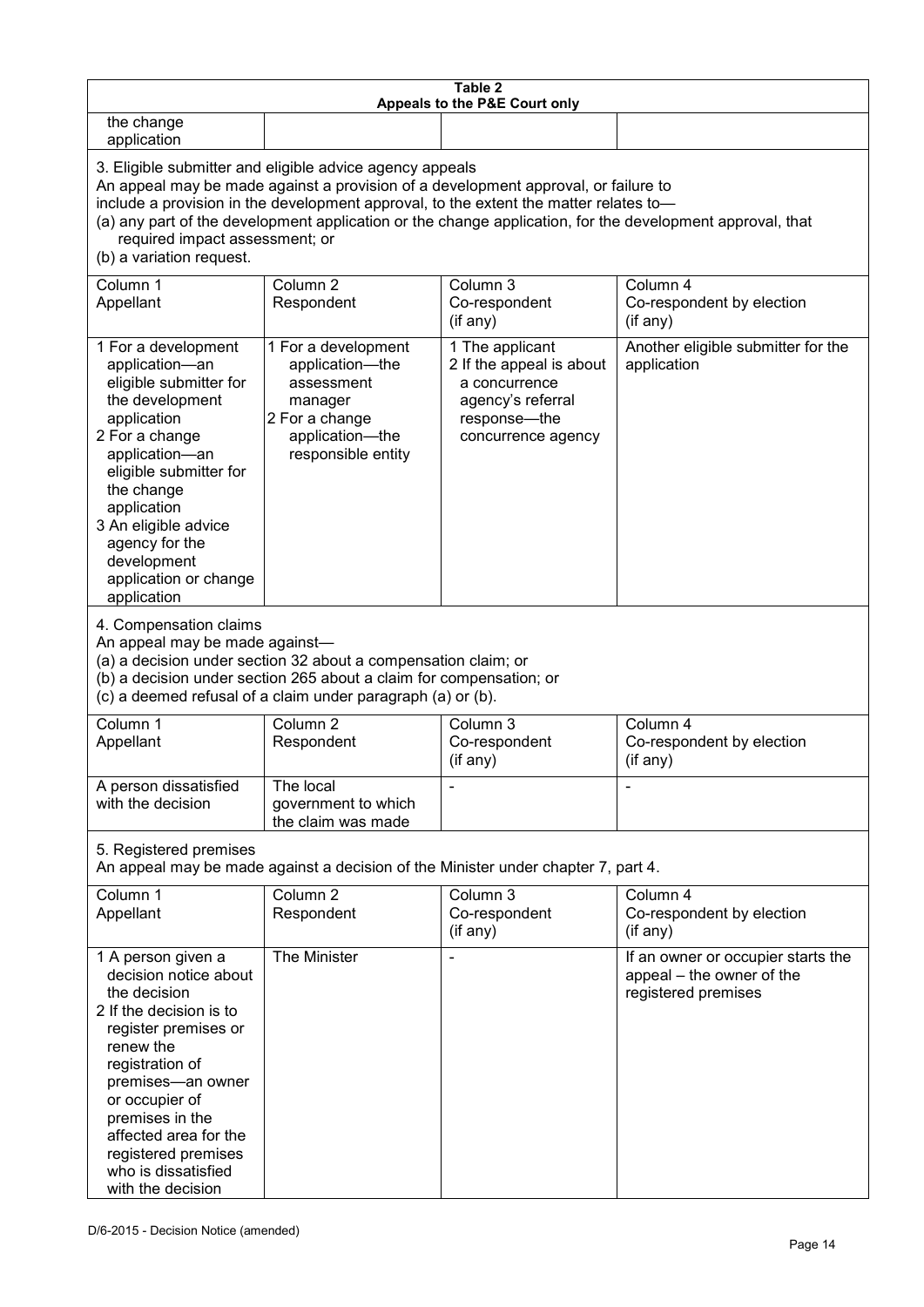**Table 2**
**Appeals to the P&E Court only**

| | | | |
|---|---|---|---|
| the change application | | | |

3. Eligible submitter and eligible advice agency appeals
An appeal may be made against a provision of a development approval, or failure to include a provision in the development approval, to the extent the matter relates to—
(a) any part of the development application or the change application, for the development approval, that required impact assessment; or
(b) a variation request.

| Column 1<br>Appellant | Column 2<br>Respondent | Column 3<br>Co-respondent<br>(if any) | Column 4<br>Co-respondent by election<br>(if any) |
|---|---|---|---|
| 1 For a development application—an eligible submitter for the development application<br>2 For a change application—an eligible submitter for the change application<br>3 An eligible advice agency for the development application or change application | 1 For a development application—the assessment manager<br>2 For a change application—the responsible entity | 1 The applicant<br>2 If the appeal is about a concurrence agency's referral response—the concurrence agency | Another eligible submitter for the application |

4. Compensation claims
An appeal may be made against—
(a) a decision under section 32 about a compensation claim; or
(b) a decision under section 265 about a claim for compensation; or
(c) a deemed refusal of a claim under paragraph (a) or (b).

| Column 1<br>Appellant | Column 2<br>Respondent | Column 3<br>Co-respondent<br>(if any) | Column 4<br>Co-respondent by election<br>(if any) |
|---|---|---|---|
| A person dissatisfied with the decision | The local government to which the claim was made | - | - |

5. Registered premises
An appeal may be made against a decision of the Minister under chapter 7, part 4.

| Column 1<br>Appellant | Column 2<br>Respondent | Column 3<br>Co-respondent<br>(if any) | Column 4<br>Co-respondent by election<br>(if any) |
|---|---|---|---|
| 1 A person given a decision notice about the decision<br>2 If the decision is to register premises or renew the registration of premises—an owner or occupier of premises in the affected area for the registered premises who is dissatisfied with the decision | The Minister | - | If an owner or occupier starts the appeal – the owner of the registered premises |

D/6-2015 - Decision Notice (amended)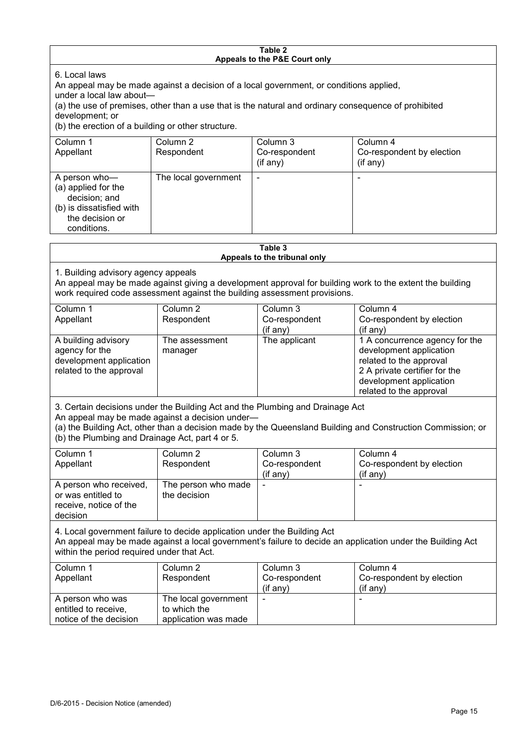**Table 2**
**Appeals to the P&E Court only**

6. Local laws

An appeal may be made against a decision of a local government, or conditions applied, under a local law about—

(a) the use of premises, other than a use that is the natural and ordinary consequence of prohibited development; or

(b) the erection of a building or other structure.

| Column 1<br>Appellant | Column 2<br>Respondent | Column 3<br>Co-respondent<br>(if any) | Column 4<br>Co-respondent by election<br>(if any) |
|---|---|---|---|
| A person who—<br>(a) applied for the decision; and<br>(b) is dissatisfied with the decision or conditions. | The local government | - | - |

**Table 3**
**Appeals to the tribunal only**

1. Building advisory agency appeals

An appeal may be made against giving a development approval for building work to the extent the building work required code assessment against the building assessment provisions.

| Column 1<br>Appellant | Column 2<br>Respondent | Column 3<br>Co-respondent<br>(if any) | Column 4<br>Co-respondent by election<br>(if any) |
|---|---|---|---|
| A building advisory agency for the development application related to the approval | The assessment manager | The applicant | 1 A concurrence agency for the development application related to the approval<br>2 A private certifier for the development application related to the approval |

3. Certain decisions under the Building Act and the Plumbing and Drainage Act

An appeal may be made against a decision under—

(a) the Building Act, other than a decision made by the Queensland Building and Construction Commission; or

(b) the Plumbing and Drainage Act, part 4 or 5.

| Column 1<br>Appellant | Column 2<br>Respondent | Column 3<br>Co-respondent<br>(if any) | Column 4<br>Co-respondent by election<br>(if any) |
|---|---|---|---|
| A person who received, or was entitled to receive, notice of the decision | The person who made the decision | - | - |

4. Local government failure to decide application under the Building Act

An appeal may be made against a local government's failure to decide an application under the Building Act within the period required under that Act.

| Column 1<br>Appellant | Column 2<br>Respondent | Column 3<br>Co-respondent<br>(if any) | Column 4<br>Co-respondent by election<br>(if any) |
|---|---|---|---|
| A person who was entitled to receive, notice of the decision | The local government to which the application was made | - | - |

D/6-2015 - Decision Notice (amended)